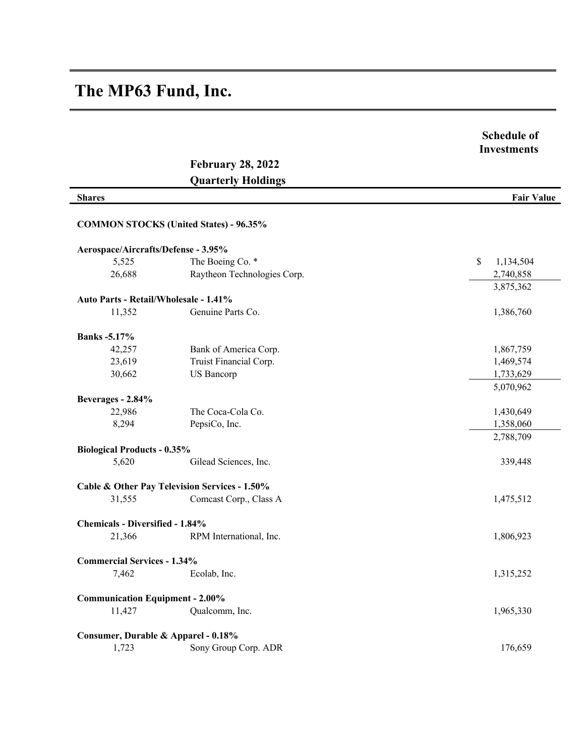# The MP63 Fund, Inc.

**Schedule of Investments**

**February 28, 2022**
**Quarterly Holdings**

| Shares | | Fair Value |
|---|---|---|
| **COMMON STOCKS (United States) - 96.35%** | | |
| **Aerospace/Aircrafts/Defense - 3.95%** | | |
| 5,525 | The Boeing Co. * | $ 1,134,504 |
| 26,688 | Raytheon Technologies Corp. | 2,740,858 |
| | | 3,875,362 |
| **Auto Parts - Retail/Wholesale - 1.41%** | | |
| 11,352 | Genuine Parts Co. | 1,386,760 |
| **Banks -5.17%** | | |
| 42,257 | Bank of America Corp. | 1,867,759 |
| 23,619 | Truist Financial Corp. | 1,469,574 |
| 30,662 | US Bancorp | 1,733,629 |
| | | 5,070,962 |
| **Beverages - 2.84%** | | |
| 22,986 | The Coca-Cola Co. | 1,430,649 |
| 8,294 | PepsiCo, Inc. | 1,358,060 |
| | | 2,788,709 |
| **Biological Products - 0.35%** | | |
| 5,620 | Gilead Sciences, Inc. | 339,448 |
| **Cable & Other Pay Television Services - 1.50%** | | |
| 31,555 | Comcast Corp., Class A | 1,475,512 |
| **Chemicals - Diversified - 1.84%** | | |
| 21,366 | RPM International, Inc. | 1,806,923 |
| **Commercial Services - 1.34%** | | |
| 7,462 | Ecolab, Inc. | 1,315,252 |
| **Communication Equipment - 2.00%** | | |
| 11,427 | Qualcomm, Inc. | 1,965,330 |
| **Consumer, Durable & Apparel - 0.18%** | | |
| 1,723 | Sony Group Corp. ADR | 176,659 |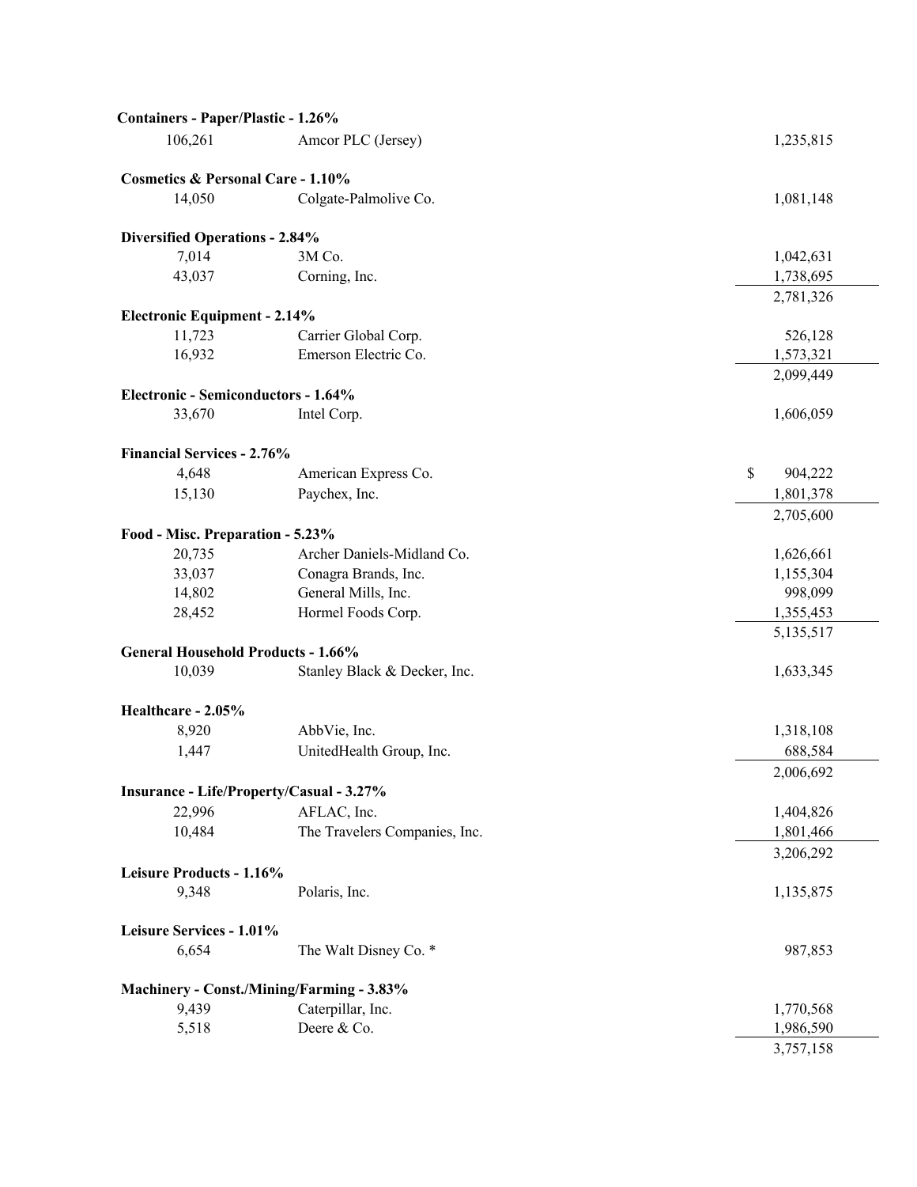| Shares | Security | Value |
|---|---|---|
| **Containers - Paper/Plastic - 1.26%** | | |
| 106,261 | Amcor PLC (Jersey) | 1,235,815 |
| **Cosmetics & Personal Care - 1.10%** | | |
| 14,050 | Colgate-Palmolive Co. | 1,081,148 |
| **Diversified Operations - 2.84%** | | |
| 7,014 | 3M Co. | 1,042,631 |
| 43,037 | Corning, Inc. | 1,738,695 |
| | | 2,781,326 |
| **Electronic Equipment - 2.14%** | | |
| 11,723 | Carrier Global Corp. | 526,128 |
| 16,932 | Emerson Electric Co. | 1,573,321 |
| | | 2,099,449 |
| **Electronic - Semiconductors - 1.64%** | | |
| 33,670 | Intel Corp. | 1,606,059 |
| **Financial Services - 2.76%** | | |
| 4,648 | American Express Co. | $ 904,222 |
| 15,130 | Paychex, Inc. | 1,801,378 |
| | | 2,705,600 |
| **Food - Misc. Preparation - 5.23%** | | |
| 20,735 | Archer Daniels-Midland Co. | 1,626,661 |
| 33,037 | Conagra Brands, Inc. | 1,155,304 |
| 14,802 | General Mills, Inc. | 998,099 |
| 28,452 | Hormel Foods Corp. | 1,355,453 |
| | | 5,135,517 |
| **General Household Products - 1.66%** | | |
| 10,039 | Stanley Black & Decker, Inc. | 1,633,345 |
| **Healthcare - 2.05%** | | |
| 8,920 | AbbVie, Inc. | 1,318,108 |
| 1,447 | UnitedHealth Group, Inc. | 688,584 |
| | | 2,006,692 |
| **Insurance - Life/Property/Casual - 3.27%** | | |
| 22,996 | AFLAC, Inc. | 1,404,826 |
| 10,484 | The Travelers Companies, Inc. | 1,801,466 |
| | | 3,206,292 |
| **Leisure Products - 1.16%** | | |
| 9,348 | Polaris, Inc. | 1,135,875 |
| **Leisure Services - 1.01%** | | |
| 6,654 | The Walt Disney Co. * | 987,853 |
| **Machinery - Const./Mining/Farming - 3.83%** | | |
| 9,439 | Caterpillar, Inc. | 1,770,568 |
| 5,518 | Deere & Co. | 1,986,590 |
| | | 3,757,158 |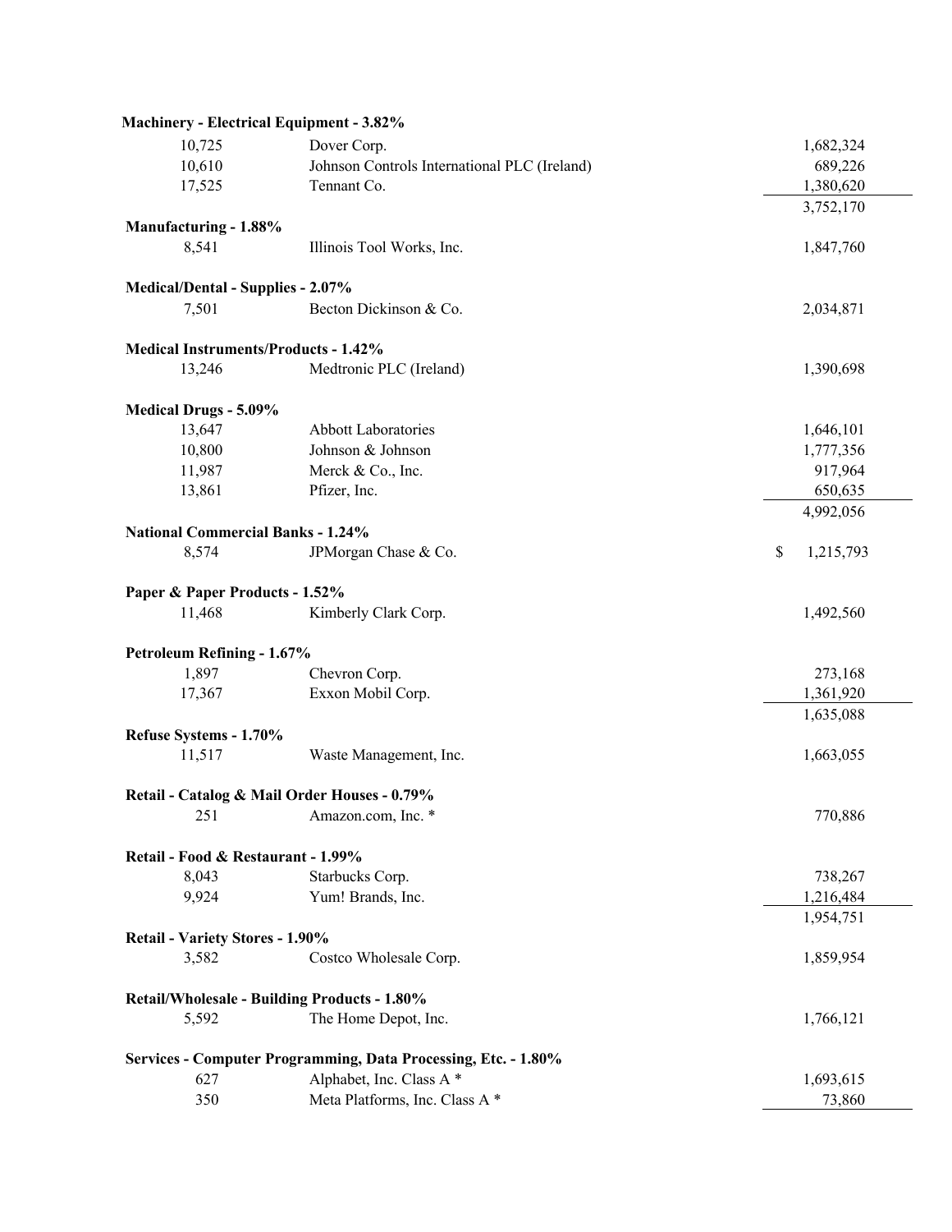| Shares | Security | Value |
|---|---|---|
| **Machinery - Electrical Equipment - 3.82%** | | |
| 10,725 | Dover Corp. | 1,682,324 |
| 10,610 | Johnson Controls International PLC (Ireland) | 689,226 |
| 17,525 | Tennant Co. | 1,380,620 |
| | | 3,752,170 |
| **Manufacturing - 1.88%** | | |
| 8,541 | Illinois Tool Works, Inc. | 1,847,760 |
| **Medical/Dental - Supplies - 2.07%** | | |
| 7,501 | Becton Dickinson & Co. | 2,034,871 |
| **Medical Instruments/Products - 1.42%** | | |
| 13,246 | Medtronic PLC (Ireland) | 1,390,698 |
| **Medical Drugs - 5.09%** | | |
| 13,647 | Abbott Laboratories | 1,646,101 |
| 10,800 | Johnson & Johnson | 1,777,356 |
| 11,987 | Merck & Co., Inc. | 917,964 |
| 13,861 | Pfizer, Inc. | 650,635 |
| | | 4,992,056 |
| **National Commercial Banks - 1.24%** | | |
| 8,574 | JPMorgan Chase & Co. | $ 1,215,793 |
| **Paper & Paper Products - 1.52%** | | |
| 11,468 | Kimberly Clark Corp. | 1,492,560 |
| **Petroleum Refining - 1.67%** | | |
| 1,897 | Chevron Corp. | 273,168 |
| 17,367 | Exxon Mobil Corp. | 1,361,920 |
| | | 1,635,088 |
| **Refuse Systems - 1.70%** | | |
| 11,517 | Waste Management, Inc. | 1,663,055 |
| **Retail - Catalog & Mail Order Houses - 0.79%** | | |
| 251 | Amazon.com, Inc. * | 770,886 |
| **Retail - Food & Restaurant - 1.99%** | | |
| 8,043 | Starbucks Corp. | 738,267 |
| 9,924 | Yum! Brands, Inc. | 1,216,484 |
| | | 1,954,751 |
| **Retail - Variety Stores - 1.90%** | | |
| 3,582 | Costco Wholesale Corp. | 1,859,954 |
| **Retail/Wholesale - Building Products - 1.80%** | | |
| 5,592 | The Home Depot, Inc. | 1,766,121 |
| **Services - Computer Programming, Data Processing, Etc. - 1.80%** | | |
| 627 | Alphabet, Inc. Class A * | 1,693,615 |
| 350 | Meta Platforms, Inc. Class A * | 73,860 |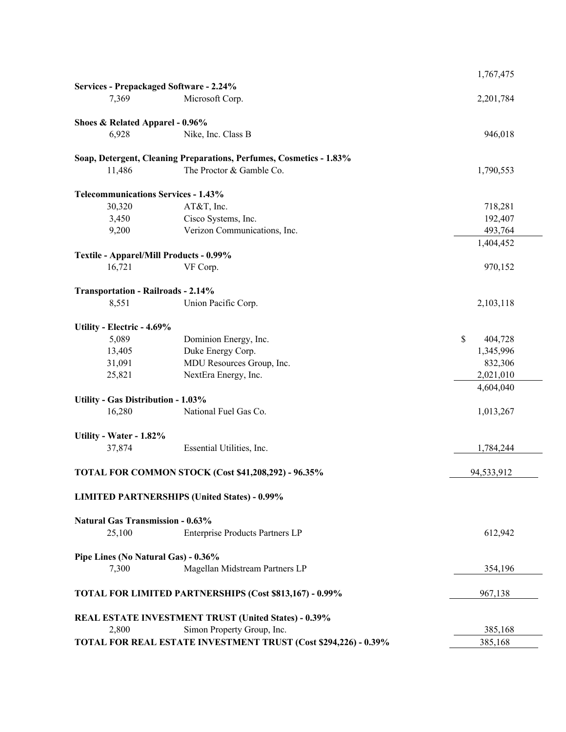| Shares | Security | Value |
|---|---|---|
| | | 1,767,475 |
| **Services - Prepackaged Software - 2.24%** | | |
| 7,369 | Microsoft Corp. | 2,201,784 |
| **Shoes & Related Apparel - 0.96%** | | |
| 6,928 | Nike, Inc. Class B | 946,018 |
| **Soap, Detergent, Cleaning Preparations, Perfumes, Cosmetics - 1.83%** | | |
| 11,486 | The Proctor & Gamble Co. | 1,790,553 |
| **Telecommunications Services - 1.43%** | | |
| 30,320 | AT&T, Inc. | 718,281 |
| 3,450 | Cisco Systems, Inc. | 192,407 |
| 9,200 | Verizon Communications, Inc. | 493,764 |
| | | 1,404,452 |
| **Textile - Apparel/Mill Products - 0.99%** | | |
| 16,721 | VF Corp. | 970,152 |
| **Transportation - Railroads - 2.14%** | | |
| 8,551 | Union Pacific Corp. | 2,103,118 |
| **Utility - Electric - 4.69%** | | |
| 5,089 | Dominion Energy, Inc. | $ 404,728 |
| 13,405 | Duke Energy Corp. | 1,345,996 |
| 31,091 | MDU Resources Group, Inc. | 832,306 |
| 25,821 | NextEra Energy, Inc. | 2,021,010 |
| | | 4,604,040 |
| **Utility - Gas Distribution - 1.03%** | | |
| 16,280 | National Fuel Gas Co. | 1,013,267 |
| **Utility - Water - 1.82%** | | |
| 37,874 | Essential Utilities, Inc. | 1,784,244 |
| **TOTAL FOR COMMON STOCK (Cost $41,208,292) - 96.35%** | | 94,533,912 |
| **LIMITED PARTNERSHIPS (United States) - 0.99%** | | |
| **Natural Gas Transmission - 0.63%** | | |
| 25,100 | Enterprise Products Partners LP | 612,942 |
| **Pipe Lines (No Natural Gas) - 0.36%** | | |
| 7,300 | Magellan Midstream Partners LP | 354,196 |
| **TOTAL FOR LIMITED PARTNERSHIPS (Cost $813,167) - 0.99%** | | 967,138 |
| **REAL ESTATE INVESTMENT TRUST (United States) - 0.39%** | | |
| 2,800 | Simon Property Group, Inc. | 385,168 |
| **TOTAL FOR REAL ESTATE INVESTMENT TRUST (Cost $294,226) - 0.39%** | | 385,168 |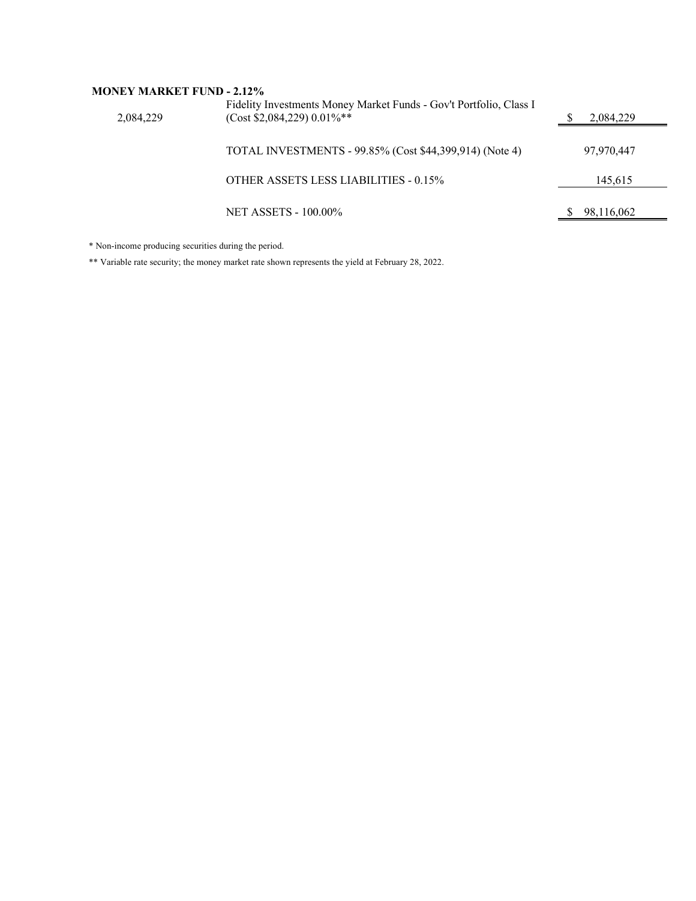**MONEY MARKET FUND - 2.12%**

| | | |
|---|---|---|
| 2,084,229 | Fidelity Investments Money Market Funds - Gov't Portfolio, Class I (Cost $2,084,229) 0.01%** | $ 2,084,229 |
| | TOTAL INVESTMENTS - 99.85% (Cost $44,399,914) (Note 4) | 97,970,447 |
| | OTHER ASSETS LESS LIABILITIES - 0.15% | 145,615 |
| | NET ASSETS - 100.00% | $ 98,116,062 |

* Non-income producing securities during the period.

** Variable rate security; the money market rate shown represents the yield at February 28, 2022.